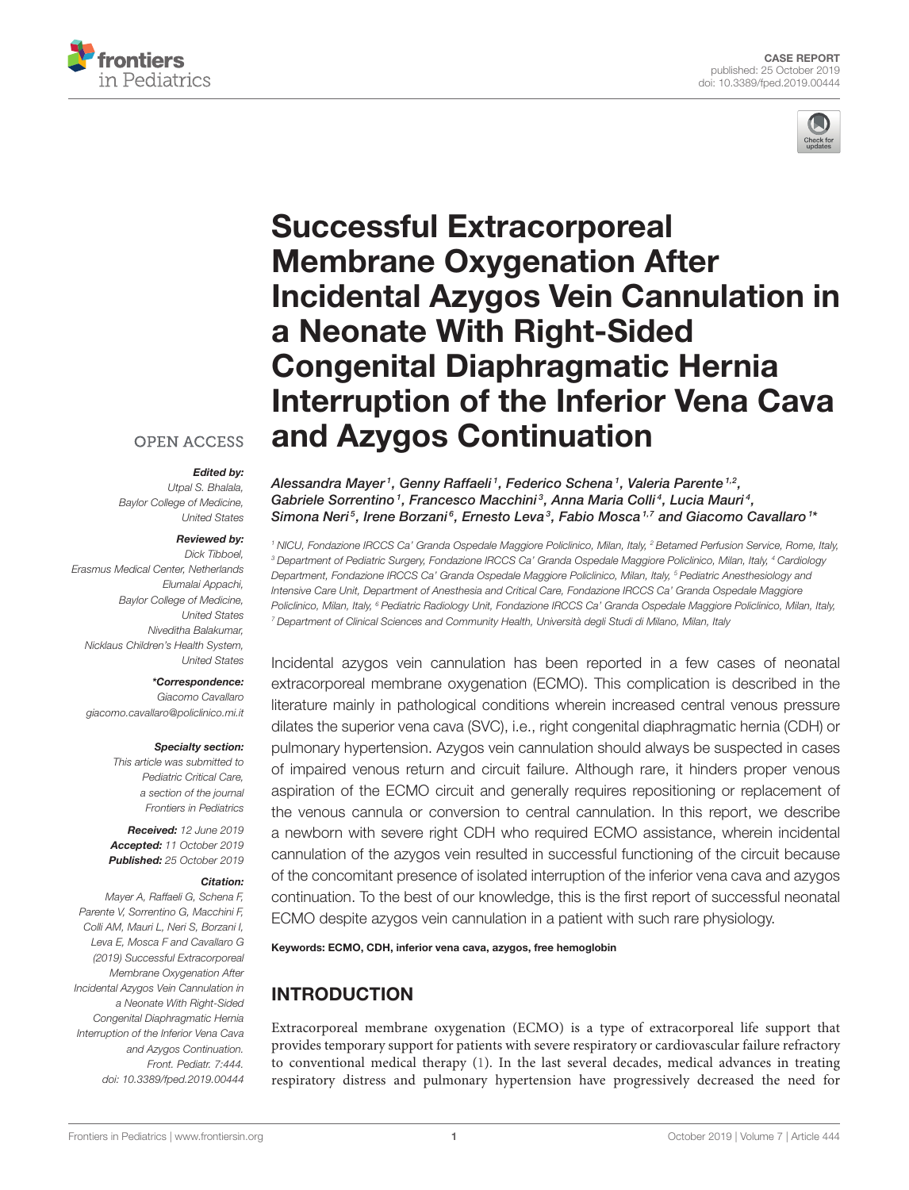CASE REPORT
published: 25 October 2019
doi: 10.3389/fped.2019.00444

# Successful Extracorporeal Membrane Oxygenation After Incidental Azygos Vein Cannulation in a Neonate With Right-Sided Congenital Diaphragmatic Hernia Interruption of the Inferior Vena Cava and Azygos Continuation

*Alessandra Mayer[1], Genny Raffaeli[1], Federico Schena[1], Valeria Parente[1,2], Gabriele Sorrentino[1], Francesco Macchini[3], Anna Maria Colli[4], Lucia Mauri[4], Simona Neri[5], Irene Borzani[6], Ernesto Leva[3], Fabio Mosca[1,7] and Giacomo Cavallaro[1]\**

[1] NICU, Fondazione IRCCS Ca' Granda Ospedale Maggiore Policlinico, Milan, Italy, [2] Betamed Perfusion Service, Rome, Italy, [3] Department of Pediatric Surgery, Fondazione IRCCS Ca' Granda Ospedale Maggiore Policlinico, Milan, Italy, [4] Cardiology Department, Fondazione IRCCS Ca' Granda Ospedale Maggiore Policlinico, Milan, Italy, [5] Pediatric Anesthesiology and Intensive Care Unit, Department of Anesthesia and Critical Care, Fondazione IRCCS Ca' Granda Ospedale Maggiore Policlinico, Milan, Italy, [6] Pediatric Radiology Unit, Fondazione IRCCS Ca' Granda Ospedale Maggiore Policlinico, Milan, Italy, [7] Department of Clinical Sciences and Community Health, Università degli Studi di Milano, Milan, Italy

OPEN ACCESS

***Edited by:***
Utpal S. Bhalala,
Baylor College of Medicine,
United States

***Reviewed by:***
Dick Tibboel,
Erasmus Medical Center, Netherlands
Elumalai Appachi,
Baylor College of Medicine,
United States
Niveditha Balakumar,
Nicklaus Children's Health System,
United States

***\*Correspondence:***
Giacomo Cavallaro
giacomo.cavallaro@policlinico.mi.it

***Specialty section:***
This article was submitted to
Pediatric Critical Care,
a section of the journal
Frontiers in Pediatrics

***Received:*** 12 June 2019
***Accepted:*** 11 October 2019
***Published:*** 25 October 2019

***Citation:***
Mayer A, Raffaeli G, Schena F, Parente V, Sorrentino G, Macchini F, Colli AM, Mauri L, Neri S, Borzani I, Leva E, Mosca F and Cavallaro G (2019) Successful Extracorporeal Membrane Oxygenation After Incidental Azygos Vein Cannulation in a Neonate With Right-Sided Congenital Diaphragmatic Hernia Interruption of the Inferior Vena Cava and Azygos Continuation. Front. Pediatr. 7:444. doi: 10.3389/fped.2019.00444

Incidental azygos vein cannulation has been reported in a few cases of neonatal extracorporeal membrane oxygenation (ECMO). This complication is described in the literature mainly in pathological conditions wherein increased central venous pressure dilates the superior vena cava (SVC), i.e., right congenital diaphragmatic hernia (CDH) or pulmonary hypertension. Azygos vein cannulation should always be suspected in cases of impaired venous return and circuit failure. Although rare, it hinders proper venous aspiration of the ECMO circuit and generally requires repositioning or replacement of the venous cannula or conversion to central cannulation. In this report, we describe a newborn with severe right CDH who required ECMO assistance, wherein incidental cannulation of the azygos vein resulted in successful functioning of the circuit because of the concomitant presence of isolated interruption of the inferior vena cava and azygos continuation. To the best of our knowledge, this is the first report of successful neonatal ECMO despite azygos vein cannulation in a patient with such rare physiology.

**Keywords:** ECMO, CDH, inferior vena cava, azygos, free hemoglobin

## INTRODUCTION

Extracorporeal membrane oxygenation (ECMO) is a type of extracorporeal life support that provides temporary support for patients with severe respiratory or cardiovascular failure refractory to conventional medical therapy (1). In the last several decades, medical advances in treating respiratory distress and pulmonary hypertension have progressively decreased the need for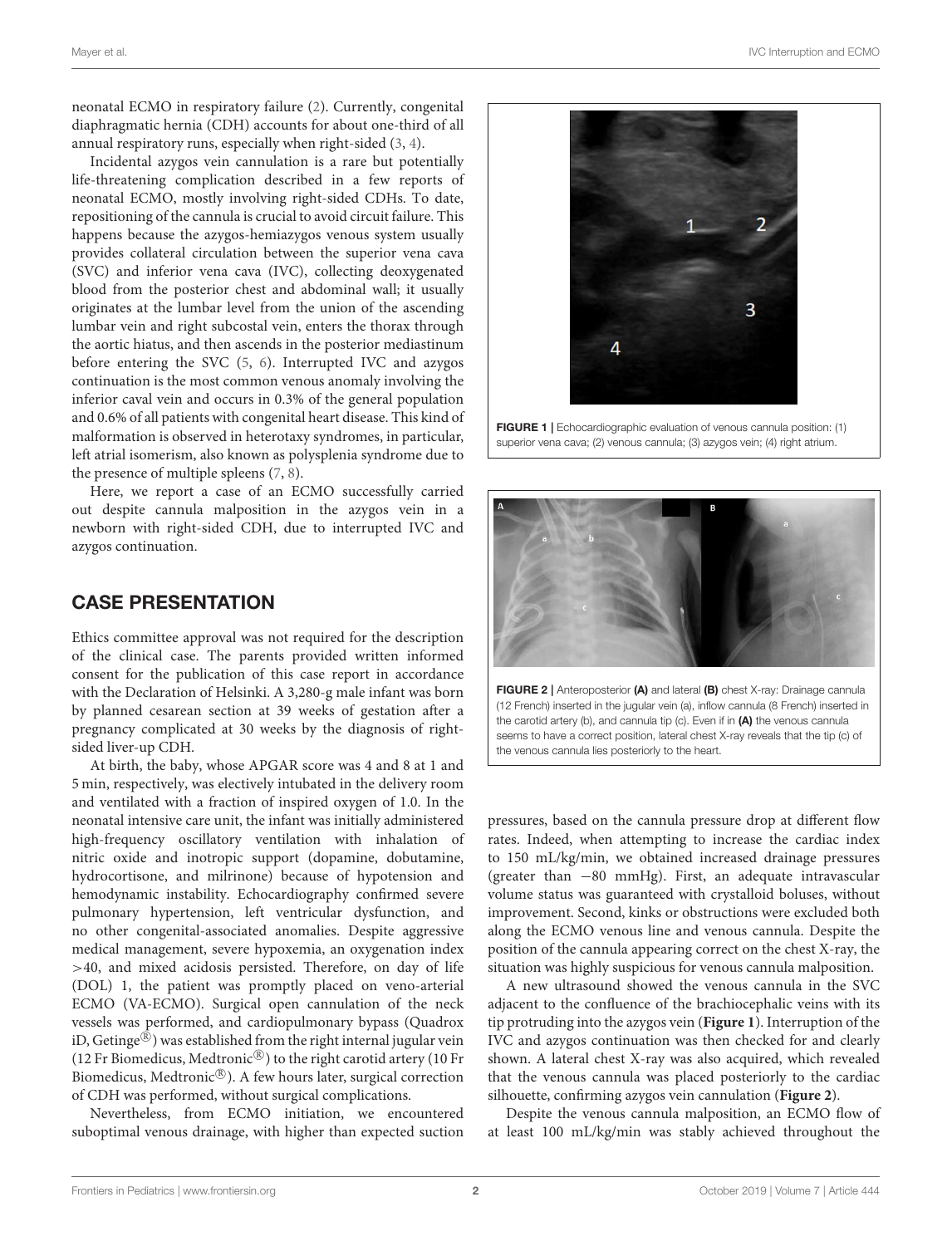neonatal ECMO in respiratory failure (2). Currently, congenital diaphragmatic hernia (CDH) accounts for about one-third of all annual respiratory runs, especially when right-sided (3, 4).

Incidental azygos vein cannulation is a rare but potentially life-threatening complication described in a few reports of neonatal ECMO, mostly involving right-sided CDHs. To date, repositioning of the cannula is crucial to avoid circuit failure. This happens because the azygos-hemiazygos venous system usually provides collateral circulation between the superior vena cava (SVC) and inferior vena cava (IVC), collecting deoxygenated blood from the posterior chest and abdominal wall; it usually originates at the lumbar level from the union of the ascending lumbar vein and right subcostal vein, enters the thorax through the aortic hiatus, and then ascends in the posterior mediastinum before entering the SVC (5, 6). Interrupted IVC and azygos continuation is the most common venous anomaly involving the inferior caval vein and occurs in 0.3% of the general population and 0.6% of all patients with congenital heart disease. This kind of malformation is observed in heterotaxy syndromes, in particular, left atrial isomerism, also known as polysplenia syndrome due to the presence of multiple spleens (7, 8).

Here, we report a case of an ECMO successfully carried out despite cannula malposition in the azygos vein in a newborn with right-sided CDH, due to interrupted IVC and azygos continuation.

## CASE PRESENTATION

Ethics committee approval was not required for the description of the clinical case. The parents provided written informed consent for the publication of this case report in accordance with the Declaration of Helsinki. A 3,280-g male infant was born by planned cesarean section at 39 weeks of gestation after a pregnancy complicated at 30 weeks by the diagnosis of right-sided liver-up CDH.

At birth, the baby, whose APGAR score was 4 and 8 at 1 and 5 min, respectively, was electively intubated in the delivery room and ventilated with a fraction of inspired oxygen of 1.0. In the neonatal intensive care unit, the infant was initially administered high-frequency oscillatory ventilation with inhalation of nitric oxide and inotropic support (dopamine, dobutamine, hydrocortisone, and milrinone) because of hypotension and hemodynamic instability. Echocardiography confirmed severe pulmonary hypertension, left ventricular dysfunction, and no other congenital-associated anomalies. Despite aggressive medical management, severe hypoxemia, an oxygenation index >40, and mixed acidosis persisted. Therefore, on day of life (DOL) 1, the patient was promptly placed on veno-arterial ECMO (VA-ECMO). Surgical open cannulation of the neck vessels was performed, and cardiopulmonary bypass (Quadrox iD, Getinge®) was established from the right internal jugular vein (12 Fr Biomedicus, Medtronic®) to the right carotid artery (10 Fr Biomedicus, Medtronic®). A few hours later, surgical correction of CDH was performed, without surgical complications.

Nevertheless, from ECMO initiation, we encountered suboptimal venous drainage, with higher than expected suction pressures, based on the cannula pressure drop at different flow rates. Indeed, when attempting to increase the cardiac index to 150 mL/kg/min, we obtained increased drainage pressures (greater than −80 mmHg). First, an adequate intravascular volume status was guaranteed with crystalloid boluses, without improvement. Second, kinks or obstructions were excluded both along the ECMO venous line and venous cannula. Despite the position of the cannula appearing correct on the chest X-ray, the situation was highly suspicious for venous cannula malposition.

A new ultrasound showed the venous cannula in the SVC adjacent to the confluence of the brachiocephalic veins with its tip protruding into the azygos vein (**Figure 1**). Interruption of the IVC and azygos continuation was then checked for and clearly shown. A lateral chest X-ray was also acquired, which revealed that the venous cannula was placed posteriorly to the cardiac silhouette, confirming azygos vein cannulation (**Figure 2**).

Despite the venous cannula malposition, an ECMO flow of at least 100 mL/kg/min was stably achieved throughout the

**FIGURE 1** | Echocardiographic evaluation of venous cannula position: (1) superior vena cava; (2) venous cannula; (3) azygos vein; (4) right atrium.

**FIGURE 2** | Anteroposterior **(A)** and lateral **(B)** chest X-ray: Drainage cannula (12 French) inserted in the jugular vein (a), inflow cannula (8 French) inserted in the carotid artery (b), and cannula tip (c). Even if in **(A)** the venous cannula seems to have a correct position, lateral chest X-ray reveals that the tip (c) of the venous cannula lies posteriorly to the heart.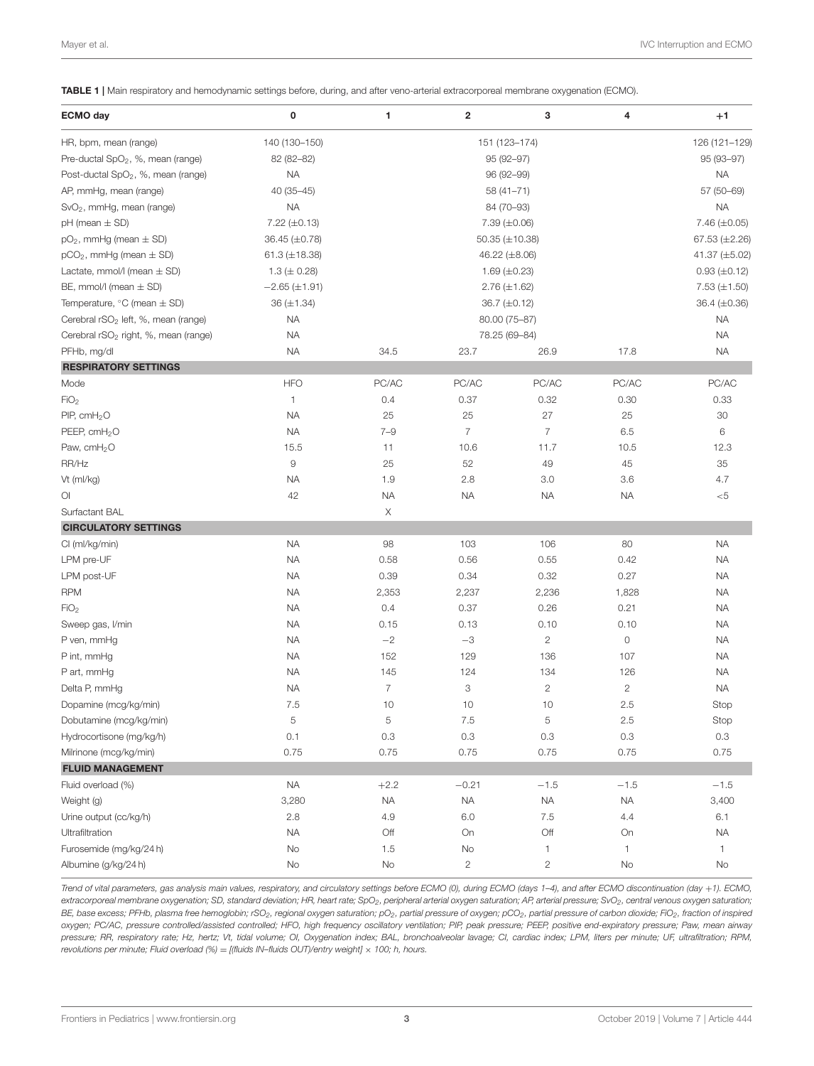**TABLE 1 |** Main respiratory and hemodynamic settings before, during, and after veno-arterial extracorporeal membrane oxygenation (ECMO).

| ECMO day | 0 | 1 | 2 | 3 | 4 | +1 |
|---|---|---|---|---|---|---|
| HR, bpm, mean (range) | 140 (130–150) | | 151 (123–174) | | | 126 (121–129) |
| Pre-ductal $SpO_2$, %, mean (range) | 82 (82–82) | | 95 (92–97) | | | 95 (93–97) |
| Post-ductal $SpO_2$, %, mean (range) | NA | | 96 (92–99) | | | NA |
| AP, mmHg, mean (range) | 40 (35–45) | | 58 (41–71) | | | 57 (50–69) |
| $SvO_2$, mmHg, mean (range) | NA | | 84 (70–93) | | | NA |
| pH (mean ± SD) | 7.22 (±0.13) | | 7.39 (±0.06) | | | 7.46 (±0.05) |
| $pO_2$, mmHg (mean ± SD) | 36.45 (±0.78) | | 50.35 (±10.38) | | | 67.53 (±2.26) |
| $pCO_2$, mmHg (mean ± SD) | 61.3 (±18.38) | | 46.22 (±8.06) | | | 41.37 (±5.02) |
| Lactate, mmol/l (mean ± SD) | 1.3 (± 0.28) | | 1.69 (±0.23) | | | 0.93 (±0.12) |
| BE, mmol/l (mean ± SD) | −2.65 (±1.91) | | 2.76 (±1.62) | | | 7.53 (±1.50) |
| Temperature, °C (mean ± SD) | 36 (±1.34) | | 36.7 (±0.12) | | | 36.4 (±0.36) |
| Cerebral $rSO_2$ left, %, mean (range) | NA | | 80.00 (75–87) | | | NA |
| Cerebral $rSO_2$ right, %, mean (range) | NA | | 78.25 (69–84) | | | NA |
| PFHb, mg/dl | NA | 34.5 | 23.7 | 26.9 | 17.8 | NA |
| **RESPIRATORY SETTINGS** | | | | | | |
| Mode | HFO | PC/AC | PC/AC | PC/AC | PC/AC | PC/AC |
| $FiO_2$ | 1 | 0.4 | 0.37 | 0.32 | 0.30 | 0.33 |
| PIP, $cmH_2O$ | NA | 25 | 25 | 27 | 25 | 30 |
| PEEP, $cmH_2O$ | NA | 7–9 | 7 | 7 | 6.5 | 6 |
| Paw, $cmH_2O$ | 15.5 | 11 | 10.6 | 11.7 | 10.5 | 12.3 |
| RR/Hz | 9 | 25 | 52 | 49 | 45 | 35 |
| Vt (ml/kg) | NA | 1.9 | 2.8 | 3.0 | 3.6 | 4.7 |
| OI | 42 | NA | NA | NA | NA | <5 |
| Surfactant BAL | | X | | | | |
| **CIRCULATORY SETTINGS** | | | | | | |
| CI (ml/kg/min) | NA | 98 | 103 | 106 | 80 | NA |
| LPM pre-UF | NA | 0.58 | 0.56 | 0.55 | 0.42 | NA |
| LPM post-UF | NA | 0.39 | 0.34 | 0.32 | 0.27 | NA |
| RPM | NA | 2,353 | 2,237 | 2,236 | 1,828 | NA |
| $FiO_2$ | NA | 0.4 | 0.37 | 0.26 | 0.21 | NA |
| Sweep gas, l/min | NA | 0.15 | 0.13 | 0.10 | 0.10 | NA |
| P ven, mmHg | NA | −2 | −3 | 2 | 0 | NA |
| P int, mmHg | NA | 152 | 129 | 136 | 107 | NA |
| P art, mmHg | NA | 145 | 124 | 134 | 126 | NA |
| Delta P, mmHg | NA | 7 | 3 | 2 | 2 | NA |
| Dopamine (mcg/kg/min) | 7.5 | 10 | 10 | 10 | 2.5 | Stop |
| Dobutamine (mcg/kg/min) | 5 | 5 | 7.5 | 5 | 2.5 | Stop |
| Hydrocortisone (mg/kg/h) | 0.1 | 0.3 | 0.3 | 0.3 | 0.3 | 0.3 |
| Milrinone (mcg/kg/min) | 0.75 | 0.75 | 0.75 | 0.75 | 0.75 | 0.75 |
| **FLUID MANAGEMENT** | | | | | | |
| Fluid overload (%) | NA | +2.2 | −0.21 | −1.5 | −1.5 | −1.5 |
| Weight (g) | 3,280 | NA | NA | NA | NA | 3,400 |
| Urine output (cc/kg/h) | 2.8 | 4.9 | 6.0 | 7.5 | 4.4 | 6.1 |
| Ultrafiltration | NA | Off | On | Off | On | NA |
| Furosemide (mg/kg/24 h) | No | 1.5 | No | 1 | 1 | 1 |
| Albumine (g/kg/24 h) | No | No | 2 | 2 | No | No |

*Trend of vital parameters, gas analysis main values, respiratory, and circulatory settings before ECMO (0), during ECMO (days 1–4), and after ECMO discontinuation (day +1). ECMO, extracorporeal membrane oxygenation; SD, standard deviation; HR, heart rate; $SpO_2$, peripheral arterial oxygen saturation; AP, arterial pressure; $SvO_2$, central venous oxygen saturation; BE, base excess; PFHb, plasma free hemoglobin; $rSO_2$, regional oxygen saturation; $pO_2$, partial pressure of oxygen; $pCO_2$, partial pressure of carbon dioxide; $FiO_2$, fraction of inspired oxygen; PC/AC, pressure controlled/assisted controlled; HFO, high frequency oscillatory ventilation; PIP, peak pressure; PEEP, positive end-expiratory pressure; Paw, mean airway pressure; RR, respiratory rate; Hz, hertz; Vt, tidal volume; OI, Oxygenation index; BAL, bronchoalveolar lavage; CI, cardiac index; LPM, liters per minute; UF, ultrafiltration; RPM, revolutions per minute; Fluid overload (%) = [(fluids IN–fluids OUT)/entry weight] × 100; h, hours.*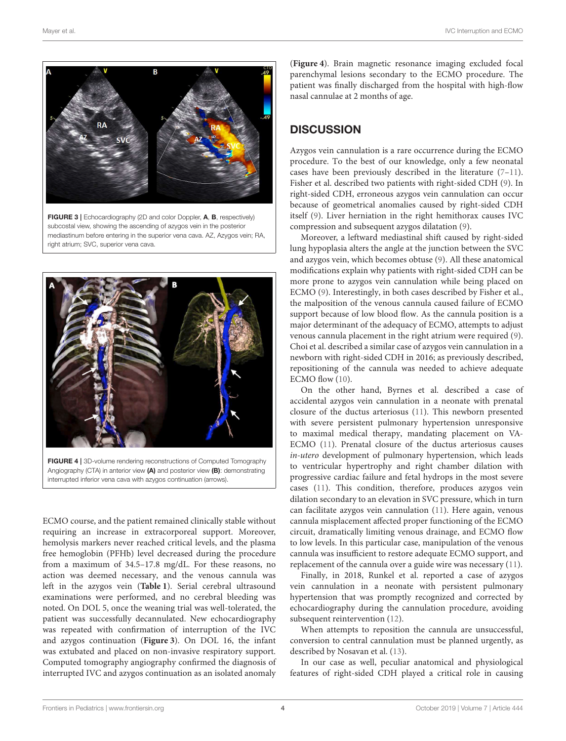FIGURE 3 | Echocardiography (2D and color Doppler, **A**, **B**, respectively) subcostal view, showing the ascending of azygos vein in the posterior mediastinum before entering in the superior vena cava. AZ, Azygos vein; RA, right atrium; SVC, superior vena cava.

FIGURE 4 | 3D-volume rendering reconstructions of Computed Tomography Angiography (CTA) in anterior view **(A)** and posterior view **(B)**: demonstrating interrupted inferior vena cava with azygos continuation (arrows).

ECMO course, and the patient remained clinically stable without requiring an increase in extracorporeal support. Moreover, hemolysis markers never reached critical levels, and the plasma free hemoglobin (PFHb) level decreased during the procedure from a maximum of 34.5–17.8 mg/dL. For these reasons, no action was deemed necessary, and the venous cannula was left in the azygos vein (**Table 1**). Serial cerebral ultrasound examinations were performed, and no cerebral bleeding was noted. On DOL 5, once the weaning trial was well-tolerated, the patient was successfully decannulated. New echocardiography was repeated with confirmation of interruption of the IVC and azygos continuation (**Figure 3**). On DOL 16, the infant was extubated and placed on non-invasive respiratory support. Computed tomography angiography confirmed the diagnosis of interrupted IVC and azygos continuation as an isolated anomaly (**Figure 4**). Brain magnetic resonance imaging excluded focal parenchymal lesions secondary to the ECMO procedure. The patient was finally discharged from the hospital with high-flow nasal cannulae at 2 months of age.

## DISCUSSION

Azygos vein cannulation is a rare occurrence during the ECMO procedure. To the best of our knowledge, only a few neonatal cases have been previously described in the literature (7–11). Fisher et al. described two patients with right-sided CDH (9). In right-sided CDH, erroneous azygos vein cannulation can occur because of geometrical anomalies caused by right-sided CDH itself (9). Liver herniation in the right hemithorax causes IVC compression and subsequent azygos dilatation (9).

Moreover, a leftward mediastinal shift caused by right-sided lung hypoplasia alters the angle at the junction between the SVC and azygos vein, which becomes obtuse (9). All these anatomical modifications explain why patients with right-sided CDH can be more prone to azygos vein cannulation while being placed on ECMO (9). Interestingly, in both cases described by Fisher et al., the malposition of the venous cannula caused failure of ECMO support because of low blood flow. As the cannula position is a major determinant of the adequacy of ECMO, attempts to adjust venous cannula placement in the right atrium were required (9). Choi et al. described a similar case of azygos vein cannulation in a newborn with right-sided CDH in 2016; as previously described, repositioning of the cannula was needed to achieve adequate ECMO flow (10).

On the other hand, Byrnes et al. described a case of accidental azygos vein cannulation in a neonate with prenatal closure of the ductus arteriosus (11). This newborn presented with severe persistent pulmonary hypertension unresponsive to maximal medical therapy, mandating placement on VA-ECMO (11). Prenatal closure of the ductus arteriosus causes *in-utero* development of pulmonary hypertension, which leads to ventricular hypertrophy and right chamber dilation with progressive cardiac failure and fetal hydrops in the most severe cases (11). This condition, therefore, produces azygos vein dilation secondary to an elevation in SVC pressure, which in turn can facilitate azygos vein cannulation (11). Here again, venous cannula misplacement affected proper functioning of the ECMO circuit, dramatically limiting venous drainage, and ECMO flow to low levels. In this particular case, manipulation of the venous cannula was insufficient to restore adequate ECMO support, and replacement of the cannula over a guide wire was necessary (11).

Finally, in 2018, Runkel et al. reported a case of azygos vein cannulation in a neonate with persistent pulmonary hypertension that was promptly recognized and corrected by echocardiography during the cannulation procedure, avoiding subsequent reintervention (12).

When attempts to reposition the cannula are unsuccessful, conversion to central cannulation must be planned urgently, as described by Nosavan et al. (13).

In our case as well, peculiar anatomical and physiological features of right-sided CDH played a critical role in causing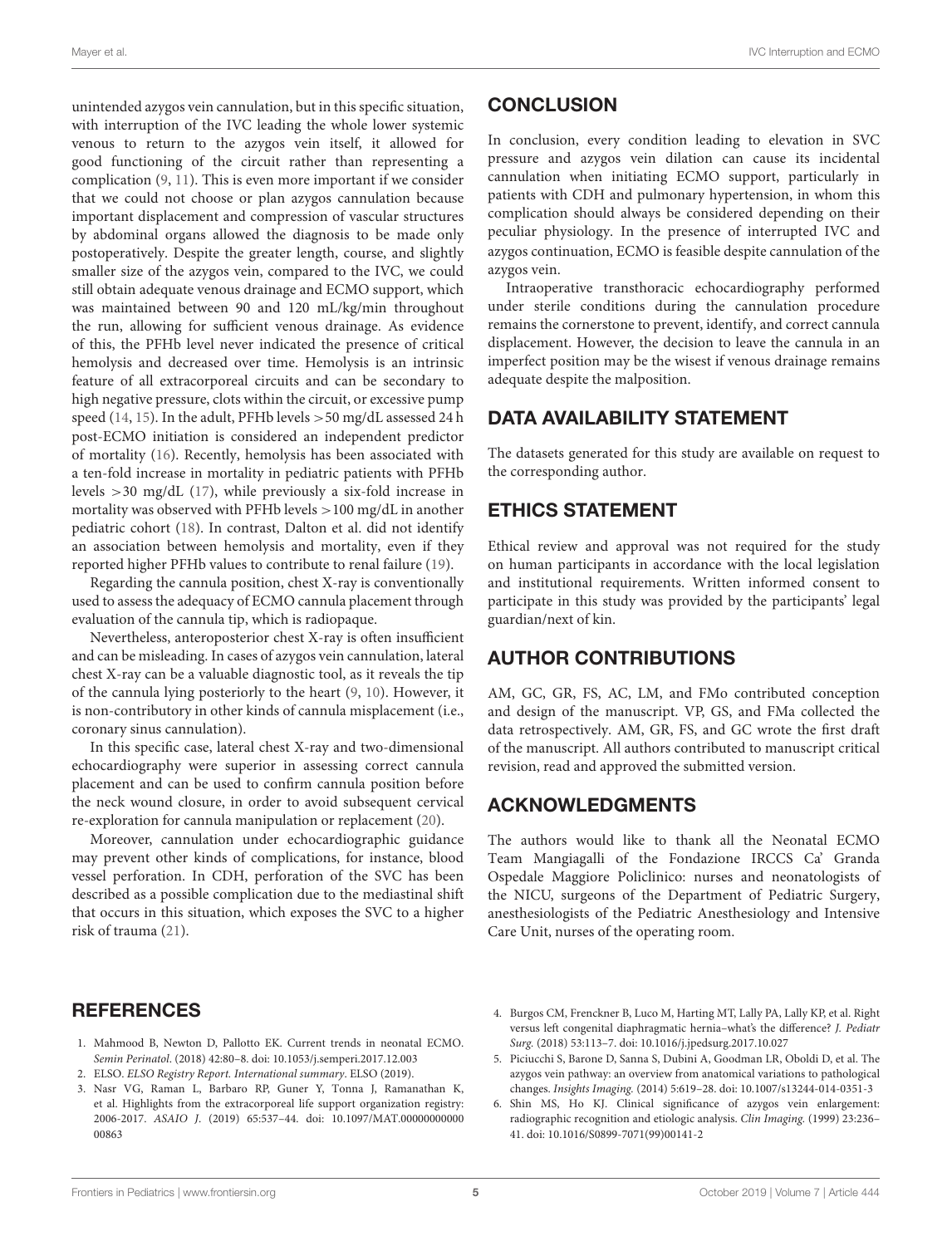unintended azygos vein cannulation, but in this specific situation, with interruption of the IVC leading the whole lower systemic venous to return to the azygos vein itself, it allowed for good functioning of the circuit rather than representing a complication (9, 11). This is even more important if we consider that we could not choose or plan azygos cannulation because important displacement and compression of vascular structures by abdominal organs allowed the diagnosis to be made only postoperatively. Despite the greater length, course, and slightly smaller size of the azygos vein, compared to the IVC, we could still obtain adequate venous drainage and ECMO support, which was maintained between 90 and 120 mL/kg/min throughout the run, allowing for sufficient venous drainage. As evidence of this, the PFHb level never indicated the presence of critical hemolysis and decreased over time. Hemolysis is an intrinsic feature of all extracorporeal circuits and can be secondary to high negative pressure, clots within the circuit, or excessive pump speed (14, 15). In the adult, PFHb levels >50 mg/dL assessed 24 h post-ECMO initiation is considered an independent predictor of mortality (16). Recently, hemolysis has been associated with a ten-fold increase in mortality in pediatric patients with PFHb levels >30 mg/dL (17), while previously a six-fold increase in mortality was observed with PFHb levels >100 mg/dL in another pediatric cohort (18). In contrast, Dalton et al. did not identify an association between hemolysis and mortality, even if they reported higher PFHb values to contribute to renal failure (19).

Regarding the cannula position, chest X-ray is conventionally used to assess the adequacy of ECMO cannula placement through evaluation of the cannula tip, which is radiopaque.

Nevertheless, anteroposterior chest X-ray is often insufficient and can be misleading. In cases of azygos vein cannulation, lateral chest X-ray can be a valuable diagnostic tool, as it reveals the tip of the cannula lying posteriorly to the heart (9, 10). However, it is non-contributory in other kinds of cannula misplacement (i.e., coronary sinus cannulation).

In this specific case, lateral chest X-ray and two-dimensional echocardiography were superior in assessing correct cannula placement and can be used to confirm cannula position before the neck wound closure, in order to avoid subsequent cervical re-exploration for cannula manipulation or replacement (20).

Moreover, cannulation under echocardiographic guidance may prevent other kinds of complications, for instance, blood vessel perforation. In CDH, perforation of the SVC has been described as a possible complication due to the mediastinal shift that occurs in this situation, which exposes the SVC to a higher risk of trauma (21).

## CONCLUSION

In conclusion, every condition leading to elevation in SVC pressure and azygos vein dilation can cause its incidental cannulation when initiating ECMO support, particularly in patients with CDH and pulmonary hypertension, in whom this complication should always be considered depending on their peculiar physiology. In the presence of interrupted IVC and azygos continuation, ECMO is feasible despite cannulation of the azygos vein.

Intraoperative transthoracic echocardiography performed under sterile conditions during the cannulation procedure remains the cornerstone to prevent, identify, and correct cannula displacement. However, the decision to leave the cannula in an imperfect position may be the wisest if venous drainage remains adequate despite the malposition.

## DATA AVAILABILITY STATEMENT

The datasets generated for this study are available on request to the corresponding author.

## ETHICS STATEMENT

Ethical review and approval was not required for the study on human participants in accordance with the local legislation and institutional requirements. Written informed consent to participate in this study was provided by the participants' legal guardian/next of kin.

## AUTHOR CONTRIBUTIONS

AM, GC, GR, FS, AC, LM, and FMo contributed conception and design of the manuscript. VP, GS, and FMa collected the data retrospectively. AM, GR, FS, and GC wrote the first draft of the manuscript. All authors contributed to manuscript critical revision, read and approved the submitted version.

## ACKNOWLEDGMENTS

The authors would like to thank all the Neonatal ECMO Team Mangiagalli of the Fondazione IRCCS Ca' Granda Ospedale Maggiore Policlinico: nurses and neonatologists of the NICU, surgeons of the Department of Pediatric Surgery, anesthesiologists of the Pediatric Anesthesiology and Intensive Care Unit, nurses of the operating room.

## REFERENCES

1. Mahmood B, Newton D, Pallotto EK. Current trends in neonatal ECMO. *Semin Perinatol*. (2018) 42:80–8. doi: 10.1053/j.semperi.2017.12.003
2. ELSO. *ELSO Registry Report. International summary*. ELSO (2019).
3. Nasr VG, Raman L, Barbaro RP, Guner Y, Tonna J, Ramanathan K, et al. Highlights from the extracorporeal life support organization registry: 2006-2017. *ASAIO J*. (2019) 65:537–44. doi: 10.1097/MAT.0000000000000863
4. Burgos CM, Frenckner B, Luco M, Harting MT, Lally PA, Lally KP, et al. Right versus left congenital diaphragmatic hernia–what's the difference? *J. Pediatr Surg.* (2018) 53:113–7. doi: 10.1016/j.jpedsurg.2017.10.027
5. Piciucchi S, Barone D, Sanna S, Dubini A, Goodman LR, Oboldi D, et al. The azygos vein pathway: an overview from anatomical variations to pathological changes. *Insights Imaging.* (2014) 5:619–28. doi: 10.1007/s13244-014-0351-3
6. Shin MS, Ho KJ. Clinical significance of azygos vein enlargement: radiographic recognition and etiologic analysis. *Clin Imaging.* (1999) 23:236–41. doi: 10.1016/S0899-7071(99)00141-2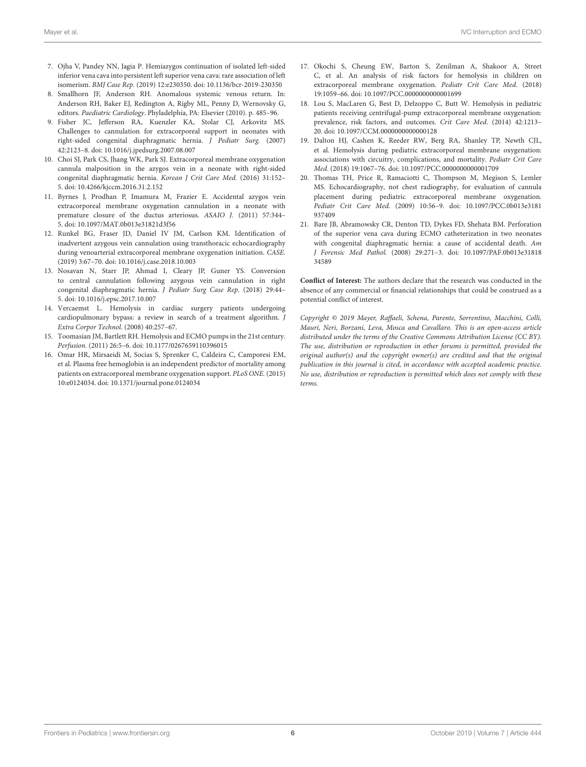7. Ojha V, Pandey NN, Jagia P. Hemiazygos continuation of isolated left-sided inferior vena cava into persistent left superior vena cava: rare association of left isomerism. *BMJ Case Rep.* (2019) 12:e230350. doi: 10.1136/bcr-2019-230350
8. Smallhorn JF, Anderson RH. Anomalous systemic venous return. In: Anderson RH, Baker EJ, Redington A, Rigby ML, Penny D, Wernovsky G, editors. *Paediatric Cardiology*. Phyladelphia, PA: Elsevier (2010). p. 485–96.
9. Fisher JC, Jefferson RA, Kuenzler KA, Stolar CJ, Arkovitz MS. Challenges to cannulation for extracorporeal support in neonates with right-sided congenital diaphragmatic hernia. *J Pediatr Surg.* (2007) 42:2123–8. doi: 10.1016/j.jpedsurg.2007.08.007
10. Choi SJ, Park CS, Jhang WK, Park SJ. Extracorporeal membrane oxygenation cannula malposition in the azygos vein in a neonate with right-sided congenital diaphragmatic hernia. *Korean J Crit Care Med.* (2016) 31:152–5. doi: 10.4266/kjccm.2016.31.2.152
11. Byrnes J, Prodhan P, Imamura M, Frazier E. Accidental azygos vein extracorporeal membrane oxygenation cannulation in a neonate with premature closure of the ductus arteriosus. *ASAIO J.* (2011) 57:344–5. doi: 10.1097/MAT.0b013e31821d3f56
12. Runkel BG, Fraser JD, Daniel IV JM, Carlson KM. Identification of inadvertent azygous vein cannulation using transthoracic echocardiography during venoarterial extracorporeal membrane oxygenation initiation. *CASE.* (2019) 3:67–70. doi: 10.1016/j.case.2018.10.003
13. Nosavan N, Starr JP, Ahmad I, Cleary JP, Guner YS. Conversion to central cannulation following azygous vein cannulation in right congenital diaphragmatic hernia. *J Pediatr Surg Case Rep.* (2018) 29:44–5. doi: 10.1016/j.epsc.2017.10.007
14. Vercaemst L. Hemolysis in cardiac surgery patients undergoing cardiopulmonary bypass: a review in search of a treatment algorithm. *J Extra Corpor Technol.* (2008) 40:257–67.
15. Toomasian JM, Bartlett RH. Hemolysis and ECMO pumps in the 21st century. *Perfusion.* (2011) 26:5–6. doi: 10.1177/0267659110396015
16. Omar HR, Mirsaeidi M, Socias S, Sprenker C, Caldeira C, Camporesi EM, et al. Plasma free hemoglobin is an independent predictor of mortality among patients on extracorporeal membrane oxygenation support. *PLoS ONE.* (2015) 10:e0124034. doi: 10.1371/journal.pone.0124034
17. Okochi S, Cheung EW, Barton S, Zenilman A, Shakoor A, Street C, et al. An analysis of risk factors for hemolysis in children on extracorporeal membrane oxygenation. *Pediatr Crit Care Med.* (2018) 19:1059–66. doi: 10.1097/PCC.0000000000001699
18. Lou S, MacLaren G, Best D, Delzoppo C, Butt W. Hemolysis in pediatric patients receiving centrifugal-pump extracorporeal membrane oxygenation: prevalence, risk factors, and outcomes. *Crit Care Med.* (2014) 42:1213–20. doi: 10.1097/CCM.0000000000000128
19. Dalton HJ, Cashen K, Reeder RW, Berg RA, Shanley TP, Newth CJL, et al. Hemolysis during pediatric extracorporeal membrane oxygenation: associations with circuitry, complications, and mortality. *Pediatr Crit Care Med.* (2018) 19:1067–76. doi: 10.1097/PCC.0000000000001709
20. Thomas TH, Price R, Ramaciotti C, Thompson M, Megison S, Lemler MS. Echocardiography, not chest radiography, for evaluation of cannula placement during pediatric extracorporeal membrane oxygenation. *Pediatr Crit Care Med.* (2009) 10:56–9. doi: 10.1097/PCC.0b013e3181937409
21. Bare JB, Abramowsky CR, Denton TD, Dykes FD, Shehata BM. Perforation of the superior vena cava during ECMO catheterization in two neonates with congenital diaphragmatic hernia: a cause of accidental death. *Am J Forensic Med Pathol.* (2008) 29:271–3. doi: 10.1097/PAF.0b013e3181834589

**Conflict of Interest:** The authors declare that the research was conducted in the absence of any commercial or financial relationships that could be construed as a potential conflict of interest.

*Copyright © 2019 Mayer, Raffaeli, Schena, Parente, Sorrentino, Macchini, Colli, Mauri, Neri, Borzani, Leva, Mosca and Cavallaro. This is an open-access article distributed under the terms of the Creative Commons Attribution License (CC BY). The use, distribution or reproduction in other forums is permitted, provided the original author(s) and the copyright owner(s) are credited and that the original publication in this journal is cited, in accordance with accepted academic practice. No use, distribution or reproduction is permitted which does not comply with these terms.*